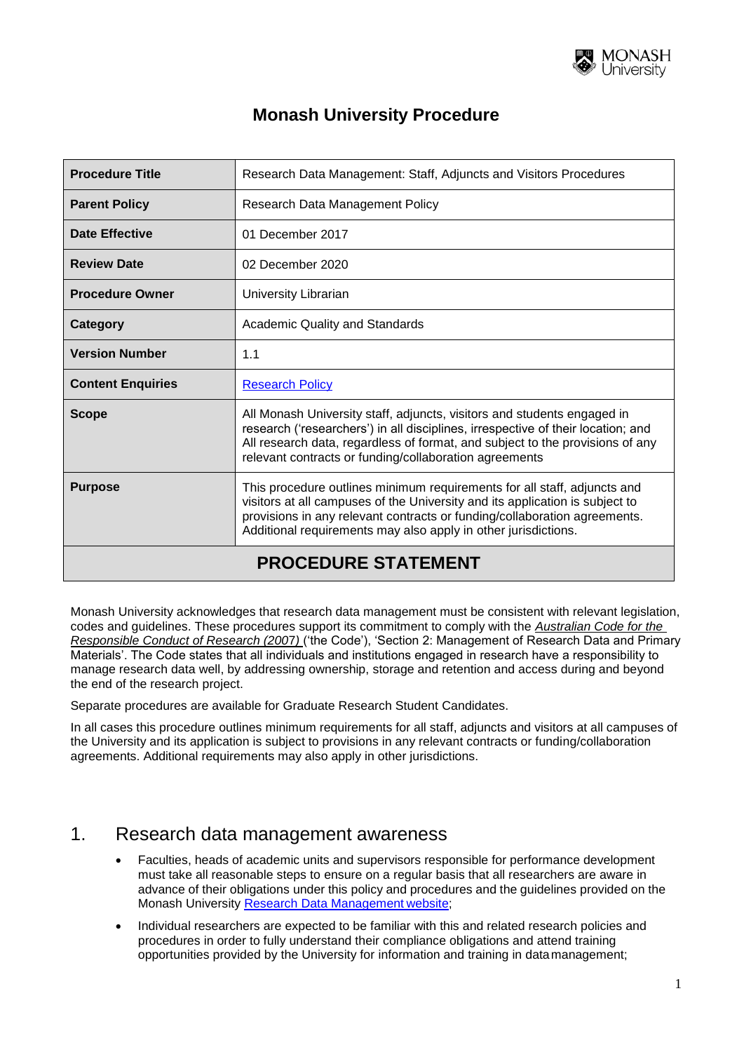# Monash University Procedure

| | |
|---|---|
| **Procedure Title** | Research Data Management: Staff, Adjuncts and Visitors Procedures |
| **Parent Policy** | Research Data Management Policy |
| **Date Effective** | 01 December 2017 |
| **Review Date** | 02 December 2020 |
| **Procedure Owner** | University Librarian |
| **Category** | Academic Quality and Standards |
| **Version Number** | 1.1 |
| **Content Enquiries** | [Research Policy](#) |
| **Scope** | All Monash University staff, adjuncts, visitors and students engaged in research ('researchers') in all disciplines, irrespective of their location; and All research data, regardless of format, and subject to the provisions of any relevant contracts or funding/collaboration agreements |
| **Purpose** | This procedure outlines minimum requirements for all staff, adjuncts and visitors at all campuses of the University and its application is subject to provisions in any relevant contracts or funding/collaboration agreements. Additional requirements may also apply in other jurisdictions. |

## PROCEDURE STATEMENT

Monash University acknowledges that research data management must be consistent with relevant legislation, codes and guidelines. These procedures support its commitment to comply with the *Australian Code for the Responsible Conduct of Research (2007)* ('the Code'), 'Section 2: Management of Research Data and Primary Materials'. The Code states that all individuals and institutions engaged in research have a responsibility to manage research data well, by addressing ownership, storage and retention and access during and beyond the end of the research project.

Separate procedures are available for Graduate Research Student Candidates.

In all cases this procedure outlines minimum requirements for all staff, adjuncts and visitors at all campuses of the University and its application is subject to provisions in any relevant contracts or funding/collaboration agreements. Additional requirements may also apply in other jurisdictions.

## 1. Research data management awareness

- Faculties, heads of academic units and supervisors responsible for performance development must take all reasonable steps to ensure on a regular basis that all researchers are aware in advance of their obligations under this policy and procedures and the guidelines provided on the Monash University [Research Data Management website](#);
- Individual researchers are expected to be familiar with this and related research policies and procedures in order to fully understand their compliance obligations and attend training opportunities provided by the University for information and training in data management;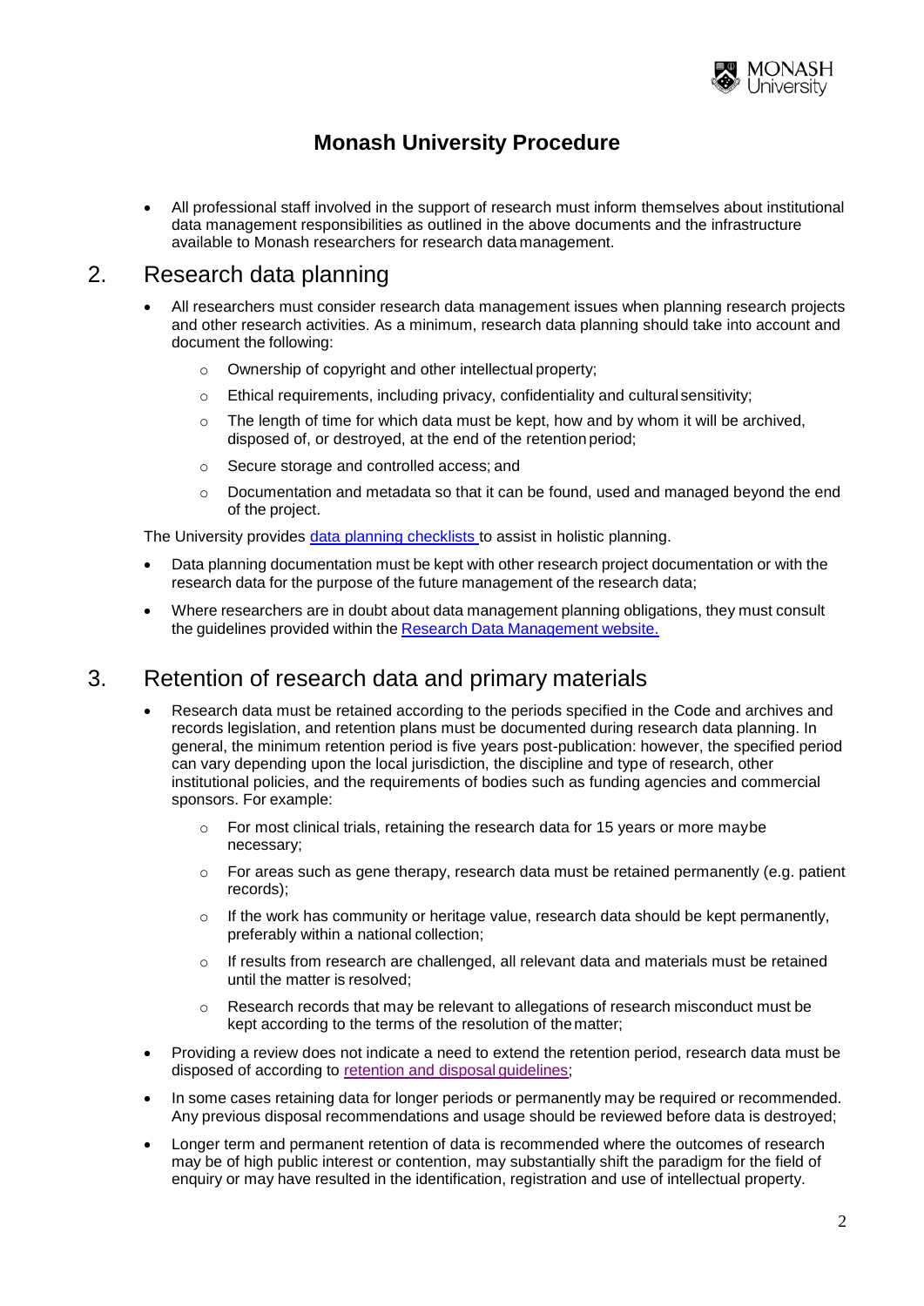- All professional staff involved in the support of research must inform themselves about institutional data management responsibilities as outlined in the above documents and the infrastructure available to Monash researchers for research data management.

## 2. Research data planning

- All researchers must consider research data management issues when planning research projects and other research activities. As a minimum, research data planning should take into account and document the following:
  - Ownership of copyright and other intellectual property;
  - Ethical requirements, including privacy, confidentiality and cultural sensitivity;
  - The length of time for which data must be kept, how and by whom it will be archived, disposed of, or destroyed, at the end of the retention period;
  - Secure storage and controlled access; and
  - Documentation and metadata so that it can be found, used and managed beyond the end of the project.

The University provides data planning checklists to assist in holistic planning.

- Data planning documentation must be kept with other research project documentation or with the research data for the purpose of the future management of the research data;
- Where researchers are in doubt about data management planning obligations, they must consult the guidelines provided within the Research Data Management website.

## 3. Retention of research data and primary materials

- Research data must be retained according to the periods specified in the Code and archives and records legislation, and retention plans must be documented during research data planning. In general, the minimum retention period is five years post-publication: however, the specified period can vary depending upon the local jurisdiction, the discipline and type of research, other institutional policies, and the requirements of bodies such as funding agencies and commercial sponsors. For example:
  - For most clinical trials, retaining the research data for 15 years or more maybe necessary;
  - For areas such as gene therapy, research data must be retained permanently (e.g. patient records);
  - If the work has community or heritage value, research data should be kept permanently, preferably within a national collection;
  - If results from research are challenged, all relevant data and materials must be retained until the matter is resolved;
  - Research records that may be relevant to allegations of research misconduct must be kept according to the terms of the resolution of the matter;
- Providing a review does not indicate a need to extend the retention period, research data must be disposed of according to retention and disposal guidelines;
- In some cases retaining data for longer periods or permanently may be required or recommended. Any previous disposal recommendations and usage should be reviewed before data is destroyed;
- Longer term and permanent retention of data is recommended where the outcomes of research may be of high public interest or contention, may substantially shift the paradigm for the field of enquiry or may have resulted in the identification, registration and use of intellectual property.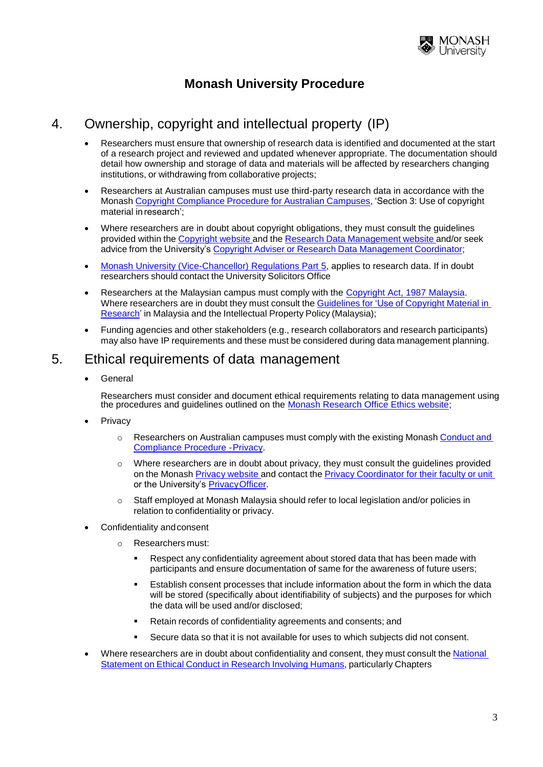# Monash University Procedure

## 4. Ownership, copyright and intellectual property (IP)

- Researchers must ensure that ownership of research data is identified and documented at the start of a research project and reviewed and updated whenever appropriate. The documentation should detail how ownership and storage of data and materials will be affected by researchers changing institutions, or withdrawing from collaborative projects;
- Researchers at Australian campuses must use third-party research data in accordance with the Monash Copyright Compliance Procedure for Australian Campuses, 'Section 3: Use of copyright material in research';
- Where researchers are in doubt about copyright obligations, they must consult the guidelines provided within the Copyright website and the Research Data Management website and/or seek advice from the University's Copyright Adviser or Research Data Management Coordinator;
- Monash University (Vice-Chancellor) Regulations Part 5, applies to research data. If in doubt researchers should contact the University Solicitors Office
- Researchers at the Malaysian campus must comply with the Copyright Act, 1987 Malaysia. Where researchers are in doubt they must consult the Guidelines for 'Use of Copyright Material in Research' in Malaysia and the Intellectual Property Policy (Malaysia);
- Funding agencies and other stakeholders (e.g., research collaborators and research participants) may also have IP requirements and these must be considered during data management planning.

## 5. Ethical requirements of data management

- General

  Researchers must consider and document ethical requirements relating to data management using the procedures and guidelines outlined on the Monash Research Office Ethics website;

- Privacy
  - Researchers on Australian campuses must comply with the existing Monash Conduct and Compliance Procedure - Privacy.
  - Where researchers are in doubt about privacy, they must consult the guidelines provided on the Monash Privacy website and contact the Privacy Coordinator for their faculty or unit or the University's Privacy Officer.
  - Staff employed at Monash Malaysia should refer to local legislation and/or policies in relation to confidentiality or privacy.
- Confidentiality and consent
  - Researchers must:
    - Respect any confidentiality agreement about stored data that has been made with participants and ensure documentation of same for the awareness of future users;
    - Establish consent processes that include information about the form in which the data will be stored (specifically about identifiability of subjects) and the purposes for which the data will be used and/or disclosed;
    - Retain records of confidentiality agreements and consents; and
    - Secure data so that it is not available for uses to which subjects did not consent.
- Where researchers are in doubt about confidentiality and consent, they must consult the National Statement on Ethical Conduct in Research Involving Humans, particularly Chapters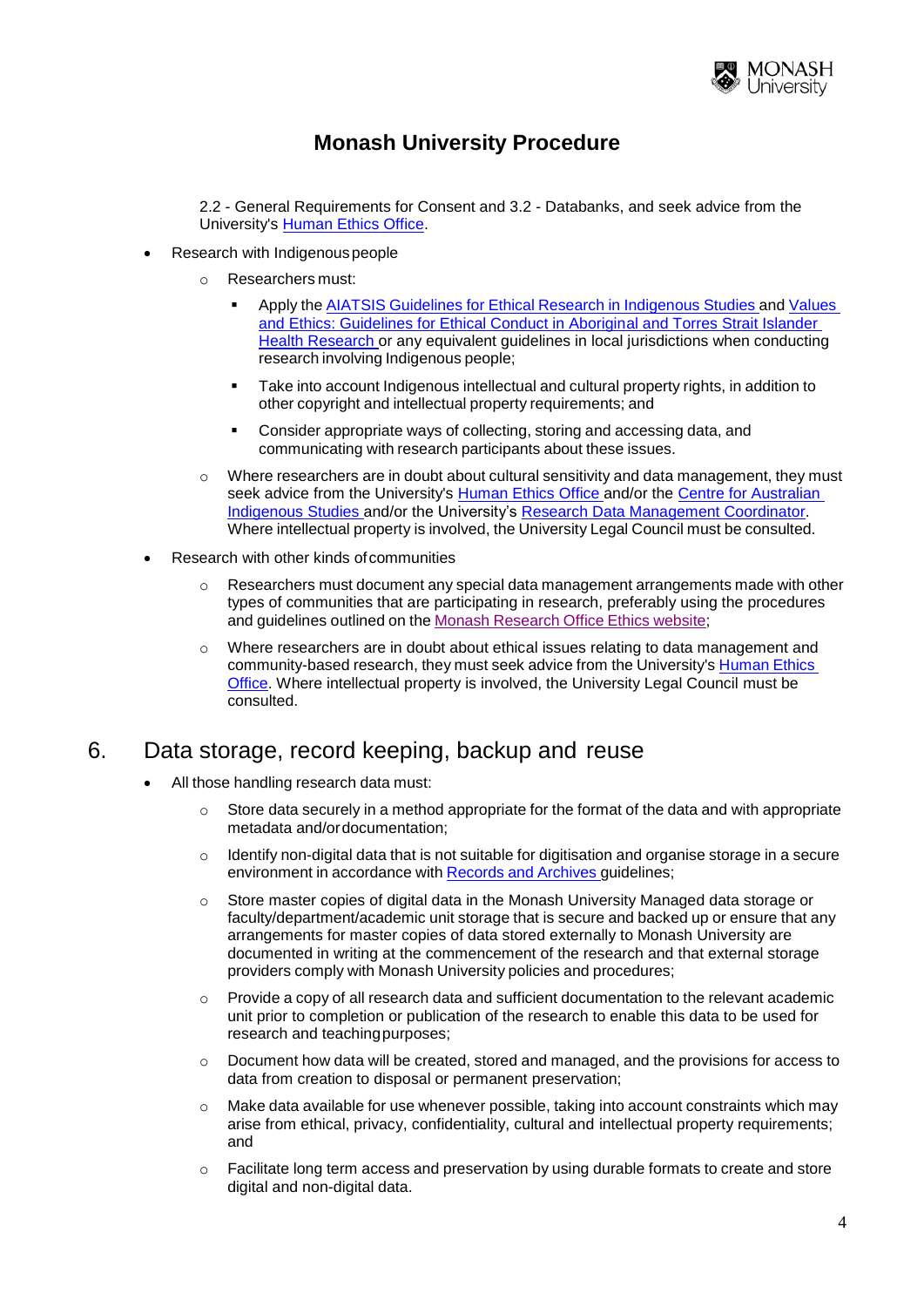2.2 - General Requirements for Consent and 3.2 - Databanks, and seek advice from the University's Human Ethics Office.

- Research with Indigenous people
  - Researchers must:
    - Apply the AIATSIS Guidelines for Ethical Research in Indigenous Studies and Values and Ethics: Guidelines for Ethical Conduct in Aboriginal and Torres Strait Islander Health Research or any equivalent guidelines in local jurisdictions when conducting research involving Indigenous people;
    - Take into account Indigenous intellectual and cultural property rights, in addition to other copyright and intellectual property requirements; and
    - Consider appropriate ways of collecting, storing and accessing data, and communicating with research participants about these issues.
  - Where researchers are in doubt about cultural sensitivity and data management, they must seek advice from the University's Human Ethics Office and/or the Centre for Australian Indigenous Studies and/or the University's Research Data Management Coordinator. Where intellectual property is involved, the University Legal Council must be consulted.
- Research with other kinds of communities
  - Researchers must document any special data management arrangements made with other types of communities that are participating in research, preferably using the procedures and guidelines outlined on the Monash Research Office Ethics website;
  - Where researchers are in doubt about ethical issues relating to data management and community-based research, they must seek advice from the University's Human Ethics Office. Where intellectual property is involved, the University Legal Council must be consulted.

## 6. Data storage, record keeping, backup and reuse

- All those handling research data must:
  - Store data securely in a method appropriate for the format of the data and with appropriate metadata and/or documentation;
  - Identify non-digital data that is not suitable for digitisation and organise storage in a secure environment in accordance with Records and Archives guidelines;
  - Store master copies of digital data in the Monash University Managed data storage or faculty/department/academic unit storage that is secure and backed up or ensure that any arrangements for master copies of data stored externally to Monash University are documented in writing at the commencement of the research and that external storage providers comply with Monash University policies and procedures;
  - Provide a copy of all research data and sufficient documentation to the relevant academic unit prior to completion or publication of the research to enable this data to be used for research and teaching purposes;
  - Document how data will be created, stored and managed, and the provisions for access to data from creation to disposal or permanent preservation;
  - Make data available for use whenever possible, taking into account constraints which may arise from ethical, privacy, confidentiality, cultural and intellectual property requirements; and
  - Facilitate long term access and preservation by using durable formats to create and store digital and non-digital data.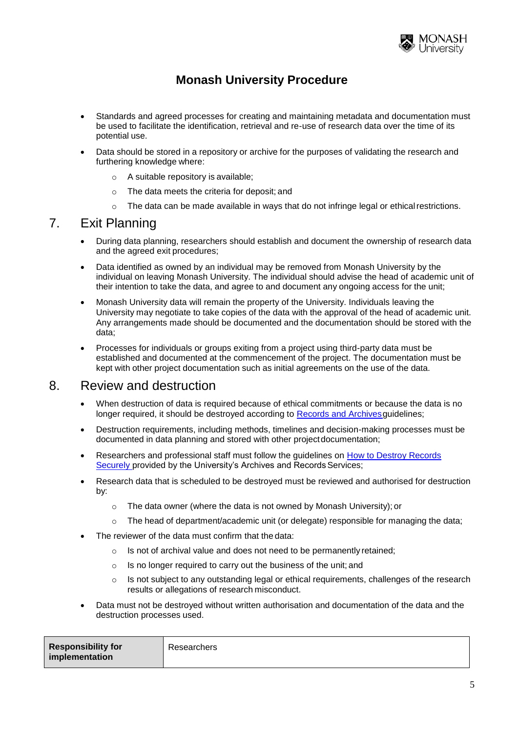# Monash University Procedure

- Standards and agreed processes for creating and maintaining metadata and documentation must be used to facilitate the identification, retrieval and re-use of research data over the time of its potential use.
- Data should be stored in a repository or archive for the purposes of validating the research and furthering knowledge where:
  - A suitable repository is available;
  - The data meets the criteria for deposit; and
  - The data can be made available in ways that do not infringe legal or ethical restrictions.

## 7. Exit Planning

- During data planning, researchers should establish and document the ownership of research data and the agreed exit procedures;
- Data identified as owned by an individual may be removed from Monash University by the individual on leaving Monash University. The individual should advise the head of academic unit of their intention to take the data, and agree to and document any ongoing access for the unit;
- Monash University data will remain the property of the University. Individuals leaving the University may negotiate to take copies of the data with the approval of the head of academic unit. Any arrangements made should be documented and the documentation should be stored with the data;
- Processes for individuals or groups exiting from a project using third-party data must be established and documented at the commencement of the project. The documentation must be kept with other project documentation such as initial agreements on the use of the data.

## 8. Review and destruction

- When destruction of data is required because of ethical commitments or because the data is no longer required, it should be destroyed according to Records and Archives guidelines;
- Destruction requirements, including methods, timelines and decision-making processes must be documented in data planning and stored with other project documentation;
- Researchers and professional staff must follow the guidelines on How to Destroy Records Securely provided by the University's Archives and Records Services;
- Research data that is scheduled to be destroyed must be reviewed and authorised for destruction by:
  - The data owner (where the data is not owned by Monash University); or
  - The head of department/academic unit (or delegate) responsible for managing the data;
- The reviewer of the data must confirm that the data:
  - Is not of archival value and does not need to be permanently retained;
  - Is no longer required to carry out the business of the unit; and
  - Is not subject to any outstanding legal or ethical requirements, challenges of the research results or allegations of research misconduct.
- Data must not be destroyed without written authorisation and documentation of the data and the destruction processes used.

| **Responsibility for implementation** | Researchers |
|---|---|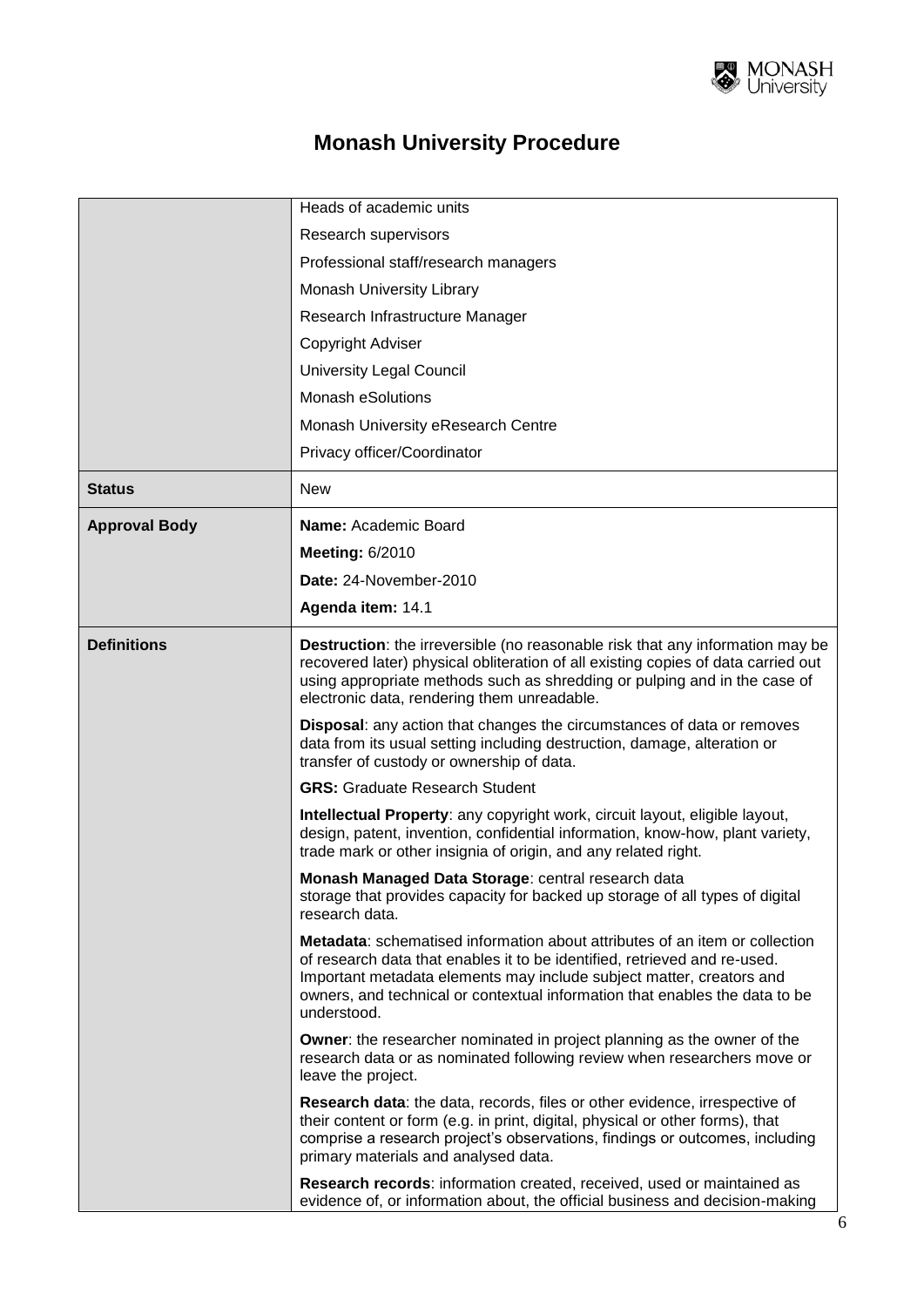# Monash University Procedure

| | |
|---|---|
| | Heads of academic units<br>Research supervisors<br>Professional staff/research managers<br>Monash University Library<br>Research Infrastructure Manager<br>Copyright Adviser<br>University Legal Council<br>Monash eSolutions<br>Monash University eResearch Centre<br>Privacy officer/Coordinator |
| **Status** | New |
| **Approval Body** | **Name:** Academic Board<br>**Meeting:** 6/2010<br>**Date:** 24-November-2010<br>**Agenda item:** 14.1 |
| **Definitions** | **Destruction**: the irreversible (no reasonable risk that any information may be recovered later) physical obliteration of all existing copies of data carried out using appropriate methods such as shredding or pulping and in the case of electronic data, rendering them unreadable.<br><br>**Disposal**: any action that changes the circumstances of data or removes data from its usual setting including destruction, damage, alteration or transfer of custody or ownership of data.<br><br>**GRS:** Graduate Research Student<br><br>**Intellectual Property**: any copyright work, circuit layout, eligible layout, design, patent, invention, confidential information, know-how, plant variety, trade mark or other insignia of origin, and any related right.<br><br>**Monash Managed Data Storage**: central research data storage that provides capacity for backed up storage of all types of digital research data.<br><br>**Metadata**: schematised information about attributes of an item or collection of research data that enables it to be identified, retrieved and re-used. Important metadata elements may include subject matter, creators and owners, and technical or contextual information that enables the data to be understood.<br><br>**Owner**: the researcher nominated in project planning as the owner of the research data or as nominated following review when researchers move or leave the project.<br><br>**Research data**: the data, records, files or other evidence, irrespective of their content or form (e.g. in print, digital, physical or other forms), that comprise a research project's observations, findings or outcomes, including primary materials and analysed data.<br><br>**Research records**: information created, received, used or maintained as evidence of, or information about, the official business and decision-making |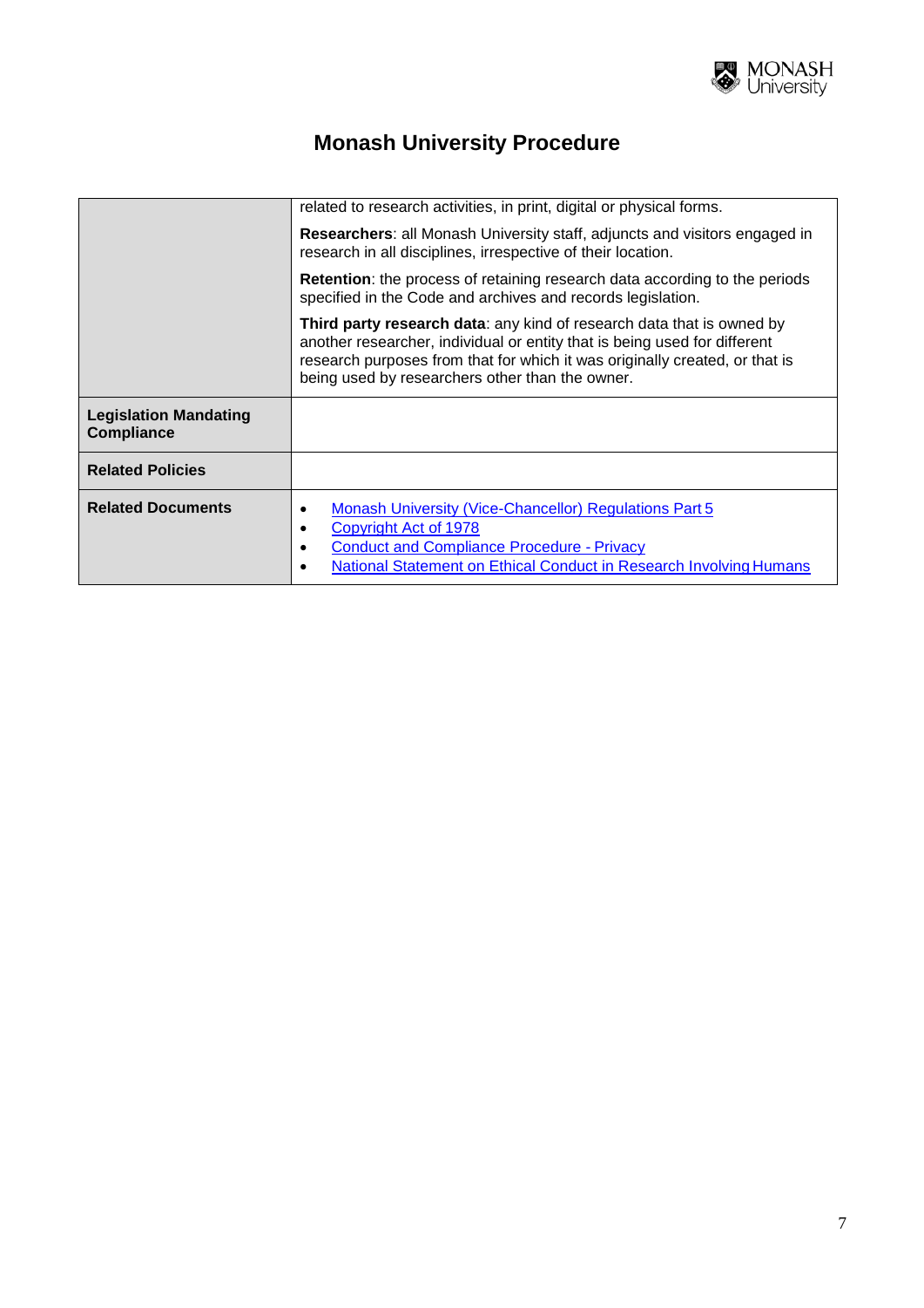# Monash University Procedure

| | |
|---|---|
| | related to research activities, in print, digital or physical forms.<br><br>**Researchers**: all Monash University staff, adjuncts and visitors engaged in research in all disciplines, irrespective of their location.<br><br>**Retention**: the process of retaining research data according to the periods specified in the Code and archives and records legislation.<br><br>**Third party research data**: any kind of research data that is owned by another researcher, individual or entity that is being used for different research purposes from that for which it was originally created, or that is being used by researchers other than the owner. |
| **Legislation Mandating Compliance** | |
| **Related Policies** | |
| **Related Documents** | • Monash University (Vice-Chancellor) Regulations Part 5<br>• Copyright Act of 1978<br>• Conduct and Compliance Procedure - Privacy<br>• National Statement on Ethical Conduct in Research Involving Humans |